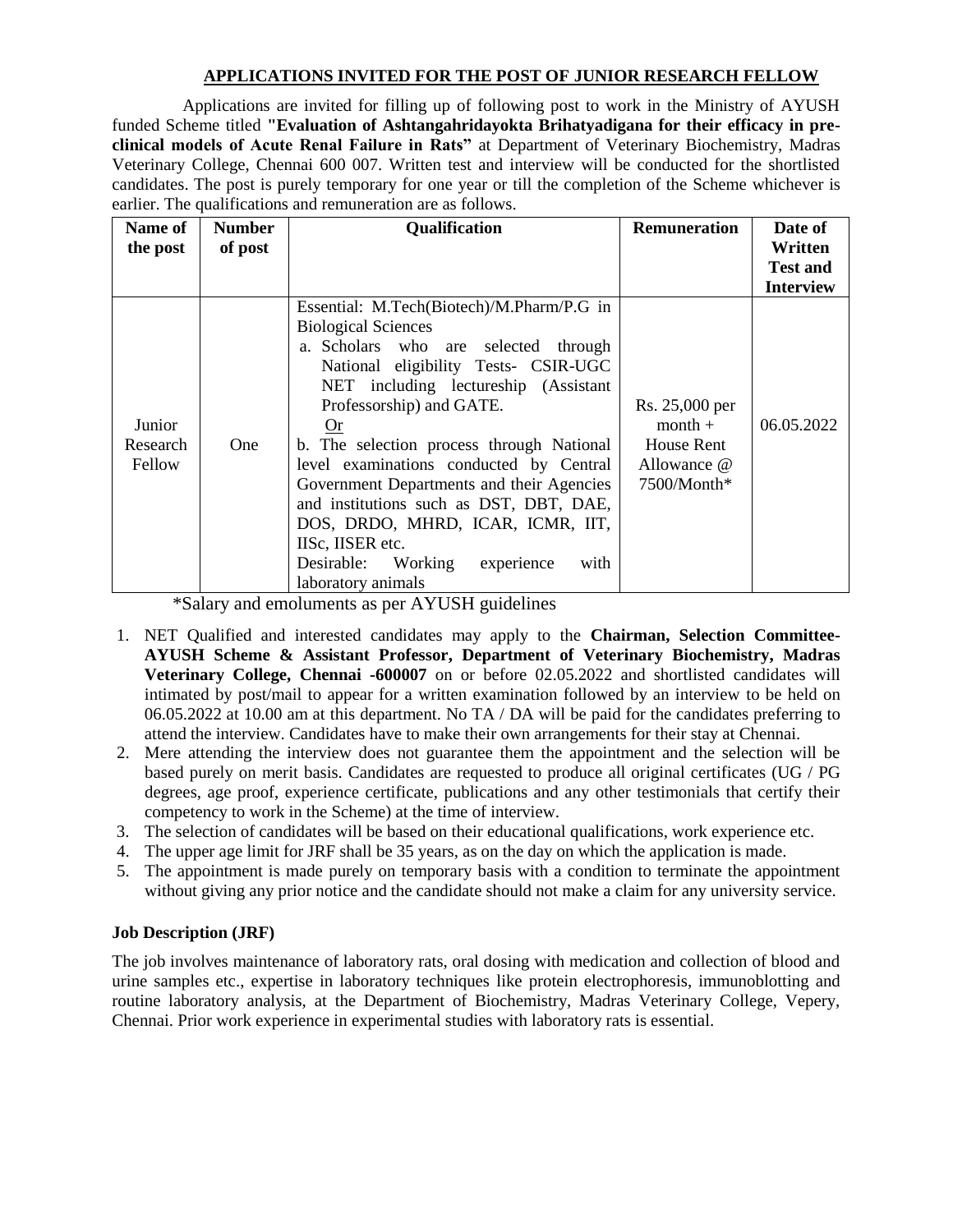## APPLICATIONS INVITED FOR THE POST OF JUNIOR RESEARCH FELLOW

Applications are invited for filling up of following post to work in the Ministry of AYUSH funded Scheme titled **"Evaluation of Ashtangahridayokta Brihatyadigana for their efficacy in pre-clinical models of Acute Renal Failure in Rats"** at Department of Veterinary Biochemistry, Madras Veterinary College, Chennai 600 007. Written test and interview will be conducted for the shortlisted candidates. The post is purely temporary for one year or till the completion of the Scheme whichever is earlier. The qualifications and remuneration are as follows.

| Name of the post | Number of post | Qualification | Remuneration | Date of Written Test and Interview |
|---|---|---|---|---|
| Junior Research Fellow | One | Essential: M.Tech(Biotech)/M.Pharm/P.G in Biological Sciences<br>a. Scholars who are selected through National eligibility Tests- CSIR-UGC NET including lectureship (Assistant Professorship) and GATE.<br>Or<br>b. The selection process through National level examinations conducted by Central Government Departments and their Agencies and institutions such as DST, DBT, DAE, DOS, DRDO, MHRD, ICAR, ICMR, IIT, IISc, IISER etc.<br>Desirable: Working experience with laboratory animals | Rs. 25,000 per month + House Rent Allowance @ 7500/Month* | 06.05.2022 |

*Salary and emoluments as per AYUSH guidelines

1. NET Qualified and interested candidates may apply to the **Chairman, Selection Committee-AYUSH Scheme & Assistant Professor, Department of Veterinary Biochemistry, Madras Veterinary College, Chennai -600007** on or before 02.05.2022 and shortlisted candidates will intimated by post/mail to appear for a written examination followed by an interview to be held on 06.05.2022 at 10.00 am at this department. No TA / DA will be paid for the candidates preferring to attend the interview. Candidates have to make their own arrangements for their stay at Chennai.
2. Mere attending the interview does not guarantee them the appointment and the selection will be based purely on merit basis. Candidates are requested to produce all original certificates (UG / PG degrees, age proof, experience certificate, publications and any other testimonials that certify their competency to work in the Scheme) at the time of interview.
3. The selection of candidates will be based on their educational qualifications, work experience etc.
4. The upper age limit for JRF shall be 35 years, as on the day on which the application is made.
5. The appointment is made purely on temporary basis with a condition to terminate the appointment without giving any prior notice and the candidate should not make a claim for any university service.

**Job Description (JRF)**

The job involves maintenance of laboratory rats, oral dosing with medication and collection of blood and urine samples etc., expertise in laboratory techniques like protein electrophoresis, immunoblotting and routine laboratory analysis, at the Department of Biochemistry, Madras Veterinary College, Vepery, Chennai. Prior work experience in experimental studies with laboratory rats is essential.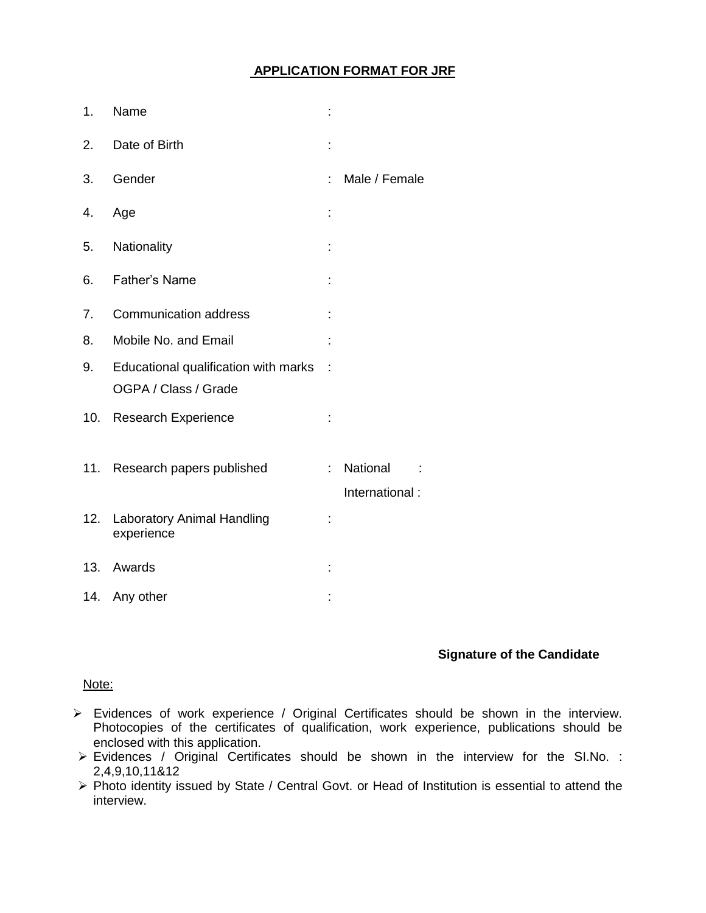## APPLICATION FORMAT FOR JRF

| | | | |
|---|---|---|---|
| 1. | Name | : | |
| 2. | Date of Birth | : | |
| 3. | Gender | : | Male / Female |
| 4. | Age | : | |
| 5. | Nationality | : | |
| 6. | Father's Name | : | |
| 7. | Communication address | : | |
| 8. | Mobile No. and Email | : | |
| 9. | Educational qualification with marks OGPA / Class / Grade | : | |
| 10. | Research Experience | : | |
| 11. | Research papers published | : | National : <br> International : |
| 12. | Laboratory Animal Handling experience | : | |
| 13. | Awards | : | |
| 14. | Any other | : | |

**Signature of the Candidate**

Note:

- Evidences of work experience / Original Certificates should be shown in the interview. Photocopies of the certificates of qualification, work experience, publications should be enclosed with this application.
- Evidences / Original Certificates should be shown in the interview for the SI.No. : 2,4,9,10,11&12
- Photo identity issued by State / Central Govt. or Head of Institution is essential to attend the interview.